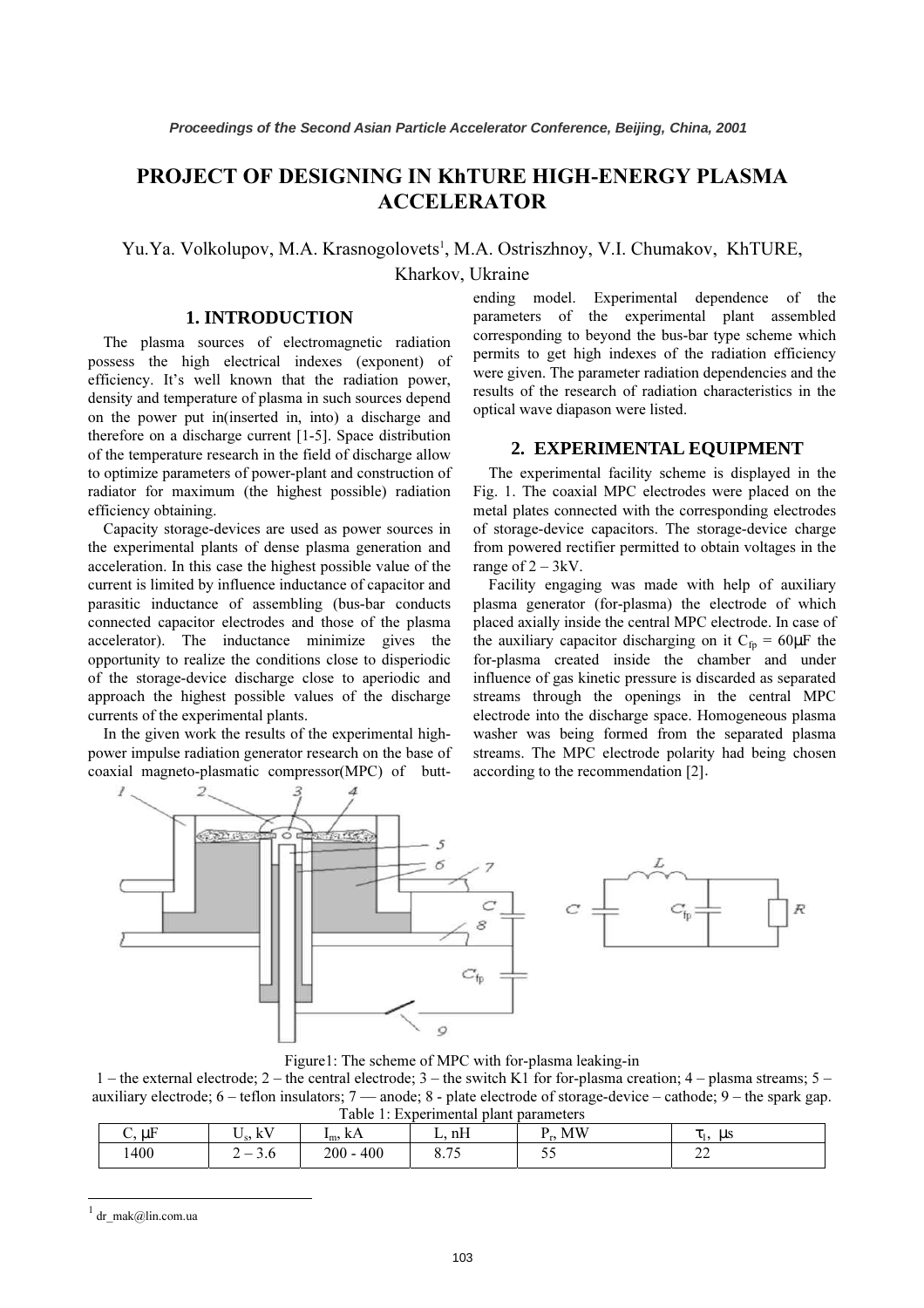# PROJECT OF DESIGNING IN KhTURE HIGH-ENERGY PLASMA ACCELERATOR

Yu.Ya. Volkolupov, M.A. Krasnogolovets[1], M.A. Ostriszhnoy, V.I. Chumakov, KhTURE, Kharkov, Ukraine

## 1. INTRODUCTION

The plasma sources of electromagnetic radiation possess the high electrical indexes (exponent) of efficiency. It's well known that the radiation power, density and temperature of plasma in such sources depend on the power put in(inserted in, into) a discharge and therefore on a discharge current [1-5]. Space distribution of the temperature research in the field of discharge allow to optimize parameters of power-plant and construction of radiator for maximum (the highest possible) radiation efficiency obtaining.

Capacity storage-devices are used as power sources in the experimental plants of dense plasma generation and acceleration. In this case the highest possible value of the current is limited by influence inductance of capacitor and parasitic inductance of assembling (bus-bar conducts connected capacitor electrodes and those of the plasma accelerator). The inductance minimize gives the opportunity to realize the conditions close to disperiodic of the storage-device discharge close to aperiodic and approach the highest possible values of the discharge currents of the experimental plants.

In the given work the results of the experimental high-power impulse radiation generator research on the base of coaxial magneto-plasmatic compressor(MPC) of butt-ending model. Experimental dependence of the parameters of the experimental plant assembled corresponding to beyond the bus-bar type scheme which permits to get high indexes of the radiation efficiency were given. The parameter radiation dependencies and the results of the research of radiation characteristics in the optical wave diapason were listed.

## 2. EXPERIMENTAL EQUIPMENT

The experimental facility scheme is displayed in the Fig. 1. The coaxial MPC electrodes were placed on the metal plates connected with the corresponding electrodes of storage-device capacitors. The storage-device charge from powered rectifier permitted to obtain voltages in the range of 2 – 3kV.

Facility engaging was made with help of auxiliary plasma generator (for-plasma) the electrode of which placed axially inside the central MPC electrode. In case of the auxiliary capacitor discharging on it $C_{fp}$ = 60μF the for-plasma created inside the chamber and under influence of gas kinetic pressure is discarded as separated streams through the openings in the central MPC electrode into the discharge space. Homogeneous plasma washer was being formed from the separated plasma streams. The MPC electrode polarity had being chosen according to the recommendation [2].

Figure1: The scheme of MPC with for-plasma leaking-in

1 – the external electrode; 2 – the central electrode; 3 – the switch K1 for for-plasma creation; 4 – plasma streams; 5 – auxiliary electrode; 6 – teflon insulators; 7 — anode; 8 - plate electrode of storage-device – cathode; 9 – the spark gap.

Table 1: Experimental plant parameters

| C, μF | $U_s$, kV | $I_m$, kA | L, nH | $P_r$, MW | $\tau_1$, μs |
|---|---|---|---|---|---|
| 1400 | 2 – 3.6 | 200 - 400 | 8.75 | 55 | 22 |

[1] dr_mak@lin.com.ua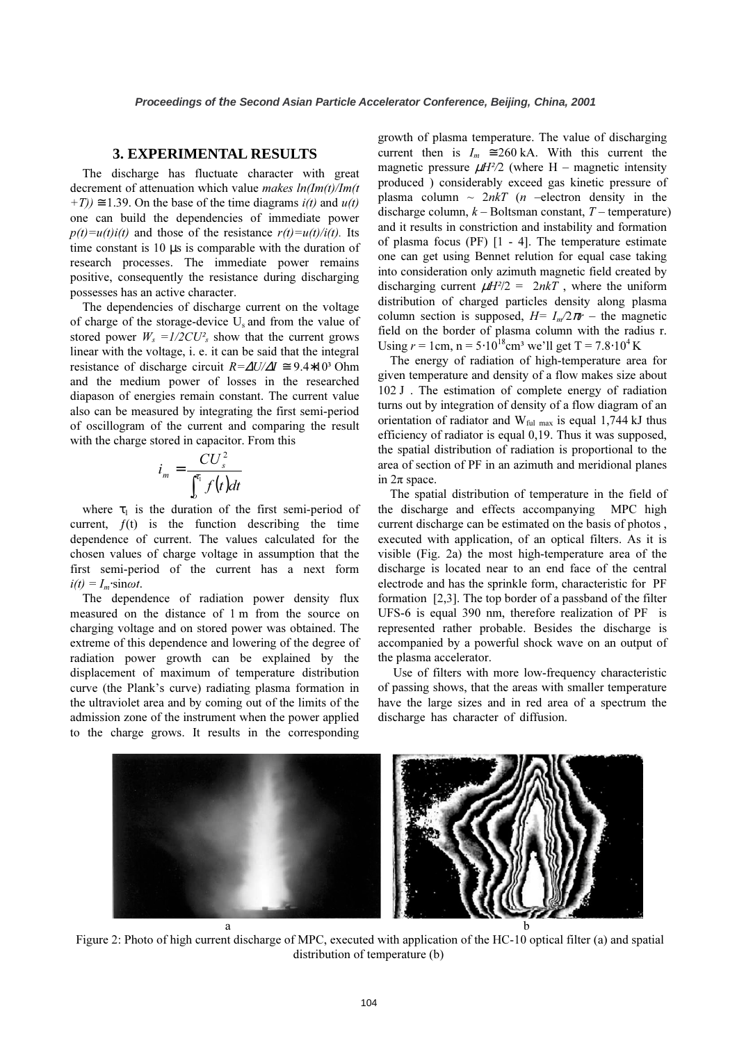## 3. EXPERIMENTAL RESULTS

The discharge has fluctuate character with great decrement of attenuation which value *makes* $\ln(I_m(t)/I_m(t+T)) \cong 1.39$. On the base of the time diagrams $i(t)$ and $u(t)$ one can build the dependencies of immediate power $p(t)=u(t)i(t)$ and those of the resistance $r(t)=u(t)/i(t)$. Its time constant is 10 µs is comparable with the duration of research processes. The immediate power remains positive, consequently the resistance during discharging possesses has an active character.

The dependencies of discharge current on the voltage of charge of the storage-device $U_s$ and from the value of stored power $W_s = 1/2CU_s^2$ show that the current grows linear with the voltage, i. e. it can be said that the integral resistance of discharge circuit $R=\Delta U/\Delta I \cong 9.4 \cdot 10^3$ Ohm and the medium power of losses in the researched diapason of energies remain constant. The current value also can be measured by integrating the first semi-period of oscillogram of the current and comparing the result with the charge stored in capacitor. From this

$$i_m = \frac{CU_s^2}{\int_0^{\tau_1} f(t)dt}$$

where $\tau_1$ is the duration of the first semi-period of current, $f(t)$ is the function describing the time dependence of current. The values calculated for the chosen values of charge voltage in assumption that the first semi-period of the current has a next form $i(t) = I_m \cdot \sin\omega t$.

The dependence of radiation power density flux measured on the distance of 1 m from the source on charging voltage and on stored power was obtained. The extreme of this dependence and lowering of the degree of radiation power growth can be explained by the displacement of maximum of temperature distribution curve (the Plank's curve) radiating plasma formation in the ultraviolet area and by coming out of the limits of the admission zone of the instrument when the power applied to the charge grows. It results in the corresponding growth of plasma temperature. The value of discharging current then is $I_m \cong 260$ kA. With this current the magnetic pressure $\mu H^2/2$ (where H – magnetic intensity produced ) considerably exceed gas kinetic pressure of plasma column ~ $2nkT$ ($n$ –electron density in the discharge column, $k$ – Boltsman constant, $T$ – temperature) and it results in constriction and instability and formation of plasma focus (PF) [1 - 4]. The temperature estimate one can get using Bennet relution for equal case taking into consideration only azimuth magnetic field created by discharging current $\mu H^2/2 = 2nkT$ , where the uniform distribution of charged particles density along plasma column section is supposed, $H= I_m/2\pi r$ – the magnetic field on the border of plasma column with the radius r. Using $r = 1$cm, $n = 5\cdot10^{18}$cm³ we'll get $T = 7.8\cdot10^4$ K

The energy of radiation of high-temperature area for given temperature and density of a flow makes size about 102 J . The estimation of complete energy of radiation turns out by integration of density of a flow diagram of an orientation of radiator and $W_{ful\ max}$ is equal 1,744 kJ thus efficiency of radiator is equal 0,19. Thus it was supposed, the spatial distribution of radiation is proportional to the area of section of PF in an azimuth and meridional planes in 2π space.

The spatial distribution of temperature in the field of the discharge and effects accompanying MPC high current discharge can be estimated on the basis of photos , executed with application, of an optical filters. As it is visible (Fig. 2a) the most high-temperature area of the central discharge is located near to an end face of the central electrode and has the sprinkle form, characteristic for PF formation [2,3]. The top border of a passband of the filter UFS-6 is equal 390 nm, therefore realization of PF is represented rather probable. Besides the discharge is accompanied by a powerful shock wave on an output of the plasma accelerator.

Use of filters with more low-frequency characteristic of passing shows, that the areas with smaller temperature have the large sizes and in red area of a spectrum the discharge has character of diffusion.

a b

Figure 2: Photo of high current discharge of MPC, executed with application of the HC-10 optical filter (a) and spatial distribution of temperature (b)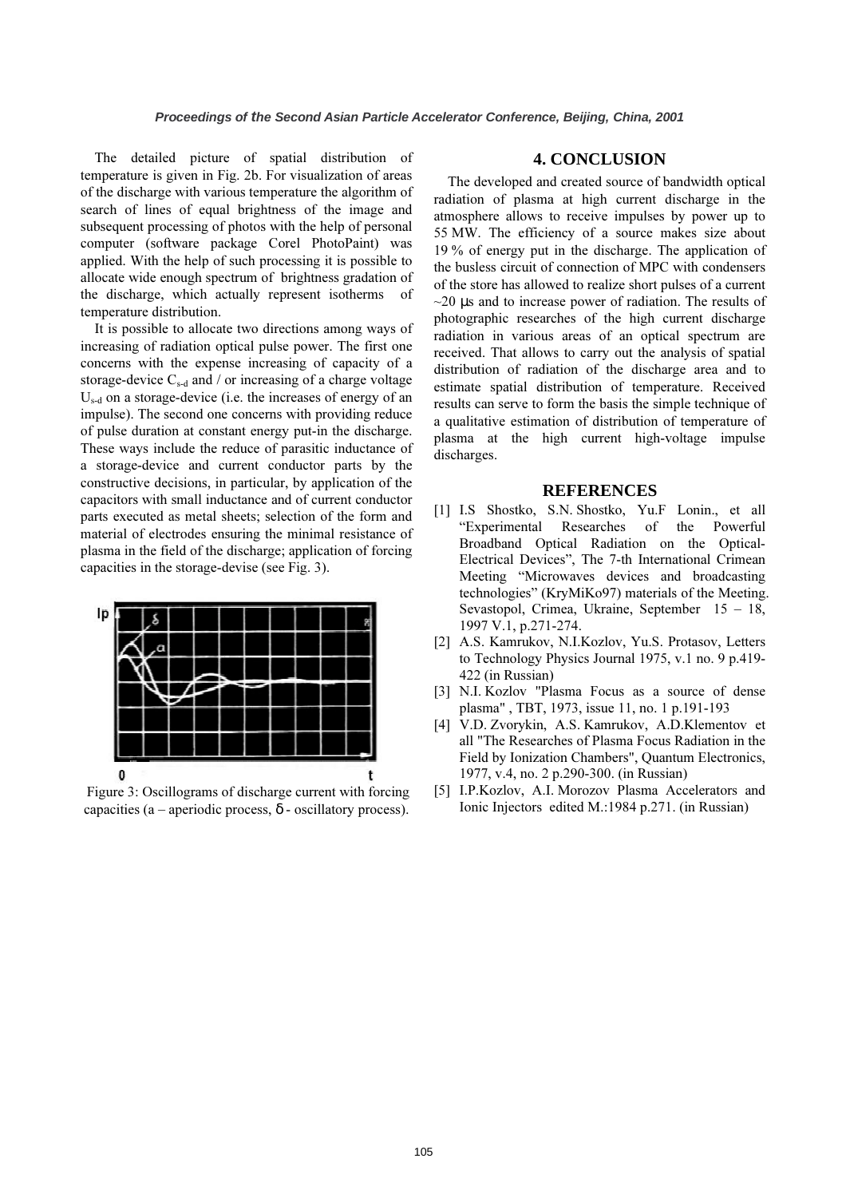The detailed picture of spatial distribution of temperature is given in Fig. 2b. For visualization of areas of the discharge with various temperature the algorithm of search of lines of equal brightness of the image and subsequent processing of photos with the help of personal computer (software package Corel PhotoPaint) was applied. With the help of such processing it is possible to allocate wide enough spectrum of brightness gradation of the discharge, which actually represent isotherms of temperature distribution.

It is possible to allocate two directions among ways of increasing of radiation optical pulse power. The first one concerns with the expense increasing of capacity of a storage-device $C_{s\text{-}d}$ and / or increasing of a charge voltage $U_{s\text{-}d}$ on a storage-device (i.e. the increases of energy of an impulse). The second one concerns with providing reduce of pulse duration at constant energy put-in the discharge. These ways include the reduce of parasitic inductance of a storage-device and current conductor parts by the constructive decisions, in particular, by application of the capacitors with small inductance and of current conductor parts executed as metal sheets; selection of the form and material of electrodes ensuring the minimal resistance of plasma in the field of the discharge; application of forcing capacities in the storage-devise (see Fig. 3).

Ip

δ

a

0

t

Figure 3: Oscillograms of discharge current with forcing capacities (a – aperiodic process, δ - oscillatory process).

## 4. CONCLUSION

The developed and created source of bandwidth optical radiation of plasma at high current discharge in the atmosphere allows to receive impulses by power up to 55 MW. The efficiency of a source makes size about 19 % of energy put in the discharge. The application of the busless circuit of connection of MPC with condensers of the store has allowed to realize short pulses of a current ~20 μs and to increase power of radiation. The results of photographic researches of the high current discharge radiation in various areas of an optical spectrum are received. That allows to carry out the analysis of spatial distribution of radiation of the discharge area and to estimate spatial distribution of temperature. Received results can serve to form the basis the simple technique of a qualitative estimation of distribution of temperature of plasma at the high current high-voltage impulse discharges.

## REFERENCES

[1] I.S Shostko, S.N. Shostko, Yu.F Lonin., et all “Experimental Researches of the Powerful Broadband Optical Radiation on the Optical-Electrical Devices”, The 7-th International Crimean Meeting “Microwaves devices and broadcasting technologies” (KryMiKo97) materials of the Meeting. Sevastopol, Crimea, Ukraine, September 15 – 18, 1997 V.1, p.271-274.

[2] A.S. Kamrukov, N.I.Kozlov, Yu.S. Protasov, Letters to Technology Physics Journal 1975, v.1 no. 9 p.419-422 (in Russian)

[3] N.I. Kozlov "Plasma Focus as a source of dense plasma" , TBT, 1973, issue 11, no. 1 p.191-193

[4] V.D. Zvorykin, A.S. Kamrukov, A.D.Klementov et all "The Researches of Plasma Focus Radiation in the Field by Ionization Chambers", Quantum Electronics, 1977, v.4, no. 2 p.290-300. (in Russian)

[5] I.P.Kozlov, A.I. Morozov Plasma Accelerators and Ionic Injectors edited M.:1984 p.271. (in Russian)